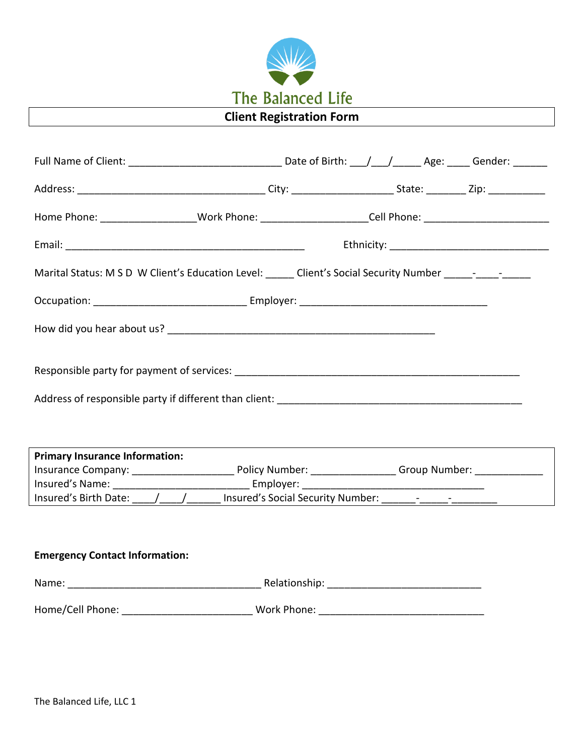# The Balanced Life

## Client Registration Form

Full Name of Client: ___________________________ Date of Birth: ___/___/_____ Age: ____ Gender: ______

Address: _________________________________ City: __________________ State: _______ Zip: __________

Home Phone: ________________Work Phone: __________________Cell Phone: ______________________

Email: ____________________________________________ Ethnicity: ____________________________

Marital Status: M S D W Client's Education Level: _____ Client's Social Security Number _____-____-_____

Occupation: ___________________________ Employer: _________________________________

How did you hear about us? _______________________________________________

Responsible party for payment of services: ____________________________________________________

Address of responsible party if different than client: ____________________________________________

**Primary Insurance Information:**

Insurance Company: __________________ Policy Number: _______________ Group Number: ____________

Insured's Name: ________________________ Employer: ________________________________

Insured's Birth Date: ____/____/______ Insured's Social Security Number: ______-_____-________

**Emergency Contact Information:**

Name: ___________________________________ Relationship: ___________________________

Home/Cell Phone: _______________________ Work Phone: _____________________________

The Balanced Life, LLC 1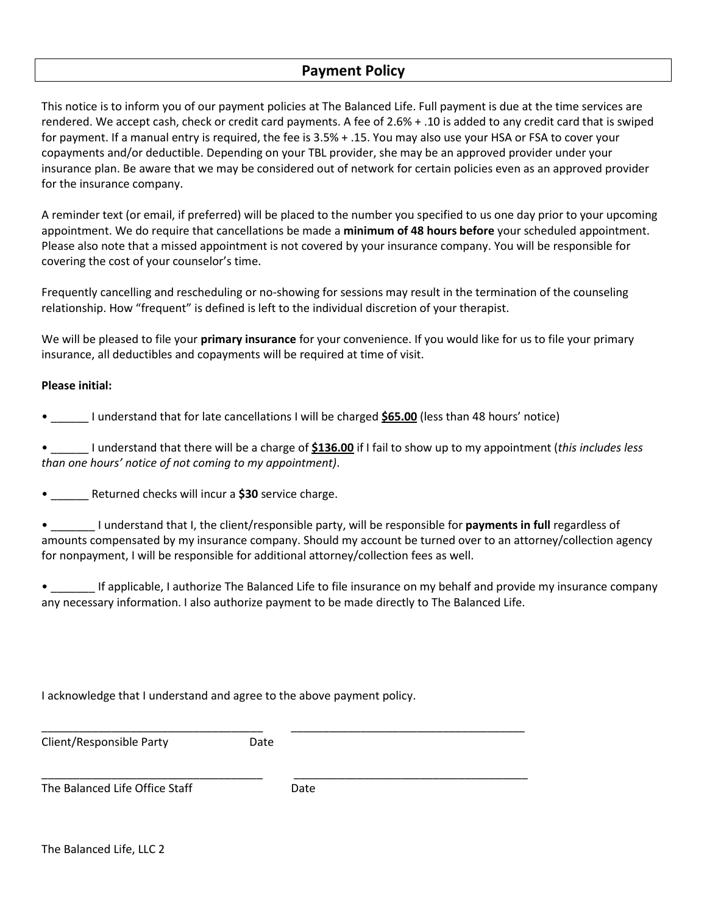# Payment Policy

This notice is to inform you of our payment policies at The Balanced Life. Full payment is due at the time services are rendered. We accept cash, check or credit card payments. A fee of 2.6% + .10 is added to any credit card that is swiped for payment. If a manual entry is required, the fee is 3.5% + .15. You may also use your HSA or FSA to cover your copayments and/or deductible. Depending on your TBL provider, she may be an approved provider under your insurance plan. Be aware that we may be considered out of network for certain policies even as an approved provider for the insurance company.

A reminder text (or email, if preferred) will be placed to the number you specified to us one day prior to your upcoming appointment. We do require that cancellations be made a **minimum of 48 hours before** your scheduled appointment. Please also note that a missed appointment is not covered by your insurance company. You will be responsible for covering the cost of your counselor's time.

Frequently cancelling and rescheduling or no-showing for sessions may result in the termination of the counseling relationship. How "frequent" is defined is left to the individual discretion of your therapist.

We will be pleased to file your **primary insurance** for your convenience. If you would like for us to file your primary insurance, all deductibles and copayments will be required at time of visit.

**Please initial:**

- ______ I understand that for late cancellations I will be charged **$65.00** (less than 48 hours' notice)
- ______ I understand that there will be a charge of **$136.00** if I fail to show up to my appointment (*this includes less than one hours' notice of not coming to my appointment)*.
- ______ Returned checks will incur a **$30** service charge.
- _______ I understand that I, the client/responsible party, will be responsible for **payments in full** regardless of amounts compensated by my insurance company. Should my account be turned over to an attorney/collection agency for nonpayment, I will be responsible for additional attorney/collection fees as well.
- _______ If applicable, I authorize The Balanced Life to file insurance on my behalf and provide my insurance company any necessary information. I also authorize payment to be made directly to The Balanced Life.

I acknowledge that I understand and agree to the above payment policy.

___________________________________ ______________________________________

Client/Responsible Party Date

___________________________________ ______________________________________

The Balanced Life Office Staff Date

The Balanced Life, LLC 2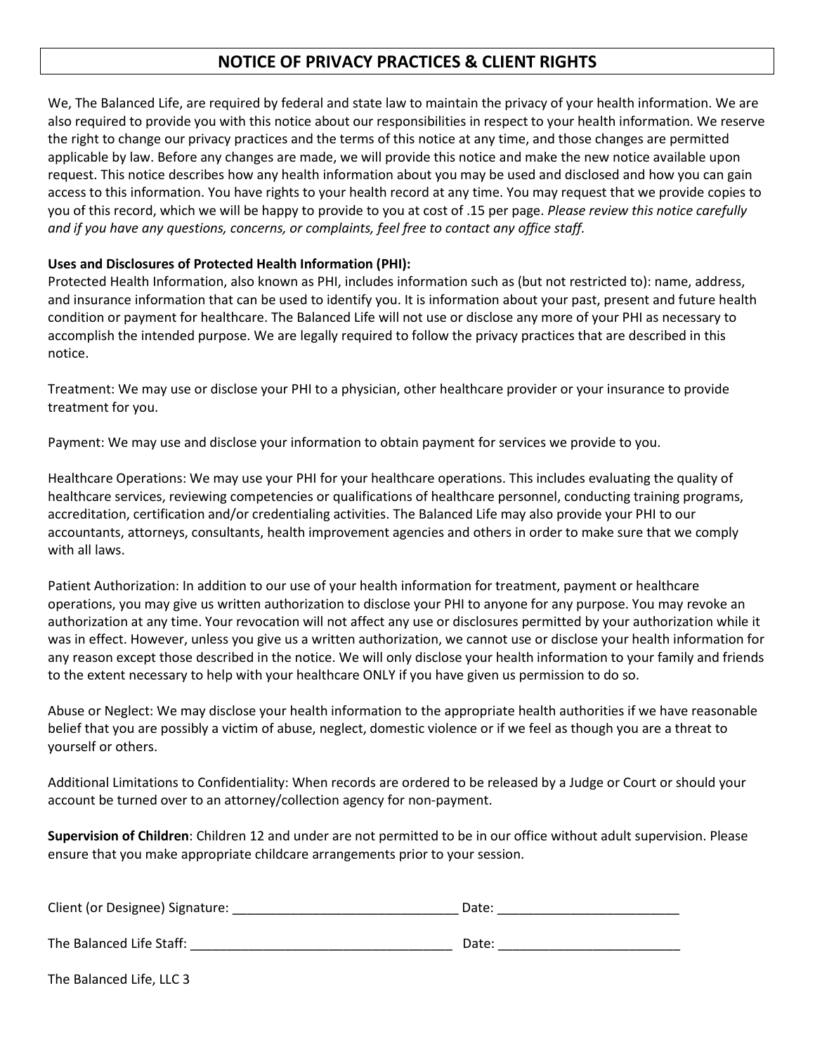# NOTICE OF PRIVACY PRACTICES & CLIENT RIGHTS

We, The Balanced Life, are required by federal and state law to maintain the privacy of your health information. We are also required to provide you with this notice about our responsibilities in respect to your health information. We reserve the right to change our privacy practices and the terms of this notice at any time, and those changes are permitted applicable by law. Before any changes are made, we will provide this notice and make the new notice available upon request. This notice describes how any health information about you may be used and disclosed and how you can gain access to this information. You have rights to your health record at any time. You may request that we provide copies to you of this record, which we will be happy to provide to you at cost of .15 per page. *Please review this notice carefully and if you have any questions, concerns, or complaints, feel free to contact any office staff.*

**Uses and Disclosures of Protected Health Information (PHI):**

Protected Health Information, also known as PHI, includes information such as (but not restricted to): name, address, and insurance information that can be used to identify you. It is information about your past, present and future health condition or payment for healthcare. The Balanced Life will not use or disclose any more of your PHI as necessary to accomplish the intended purpose. We are legally required to follow the privacy practices that are described in this notice.

Treatment: We may use or disclose your PHI to a physician, other healthcare provider or your insurance to provide treatment for you.

Payment: We may use and disclose your information to obtain payment for services we provide to you.

Healthcare Operations: We may use your PHI for your healthcare operations. This includes evaluating the quality of healthcare services, reviewing competencies or qualifications of healthcare personnel, conducting training programs, accreditation, certification and/or credentialing activities. The Balanced Life may also provide your PHI to our accountants, attorneys, consultants, health improvement agencies and others in order to make sure that we comply with all laws.

Patient Authorization: In addition to our use of your health information for treatment, payment or healthcare operations, you may give us written authorization to disclose your PHI to anyone for any purpose. You may revoke an authorization at any time. Your revocation will not affect any use or disclosures permitted by your authorization while it was in effect. However, unless you give us a written authorization, we cannot use or disclose your health information for any reason except those described in the notice. We will only disclose your health information to your family and friends to the extent necessary to help with your healthcare ONLY if you have given us permission to do so.

Abuse or Neglect: We may disclose your health information to the appropriate health authorities if we have reasonable belief that you are possibly a victim of abuse, neglect, domestic violence or if we feel as though you are a threat to yourself or others.

Additional Limitations to Confidentiality: When records are ordered to be released by a Judge or Court or should your account be turned over to an attorney/collection agency for non-payment.

**Supervision of Children**: Children 12 and under are not permitted to be in our office without adult supervision. Please ensure that you make appropriate childcare arrangements prior to your session.

Client (or Designee) Signature: _______________________________ Date: _________________________

The Balanced Life Staff: _____________________________________ Date: _________________________

The Balanced Life, LLC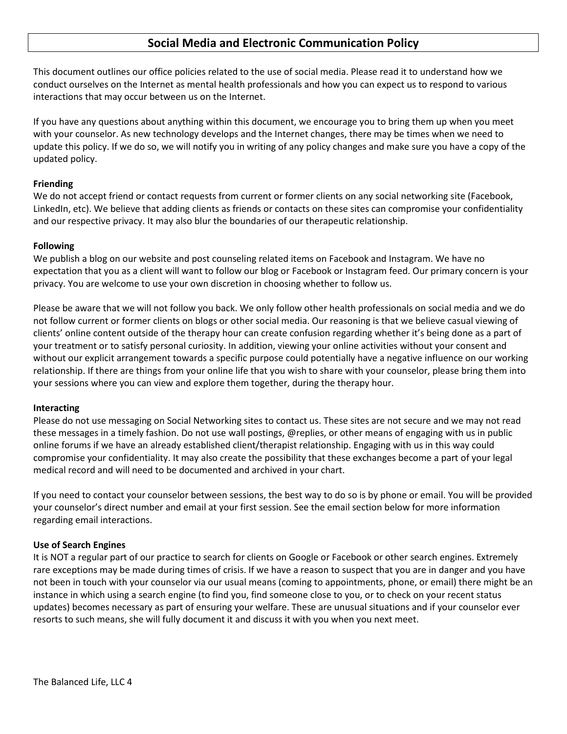# Social Media and Electronic Communication Policy

This document outlines our office policies related to the use of social media. Please read it to understand how we conduct ourselves on the Internet as mental health professionals and how you can expect us to respond to various interactions that may occur between us on the Internet.

If you have any questions about anything within this document, we encourage you to bring them up when you meet with your counselor. As new technology develops and the Internet changes, there may be times when we need to update this policy. If we do so, we will notify you in writing of any policy changes and make sure you have a copy of the updated policy.

**Friending**

We do not accept friend or contact requests from current or former clients on any social networking site (Facebook, LinkedIn, etc). We believe that adding clients as friends or contacts on these sites can compromise your confidentiality and our respective privacy. It may also blur the boundaries of our therapeutic relationship.

**Following**

We publish a blog on our website and post counseling related items on Facebook and Instagram. We have no expectation that you as a client will want to follow our blog or Facebook or Instagram feed. Our primary concern is your privacy. You are welcome to use your own discretion in choosing whether to follow us.

Please be aware that we will not follow you back. We only follow other health professionals on social media and we do not follow current or former clients on blogs or other social media. Our reasoning is that we believe casual viewing of clients' online content outside of the therapy hour can create confusion regarding whether it's being done as a part of your treatment or to satisfy personal curiosity. In addition, viewing your online activities without your consent and without our explicit arrangement towards a specific purpose could potentially have a negative influence on our working relationship. If there are things from your online life that you wish to share with your counselor, please bring them into your sessions where you can view and explore them together, during the therapy hour.

**Interacting**

Please do not use messaging on Social Networking sites to contact us. These sites are not secure and we may not read these messages in a timely fashion. Do not use wall postings, @replies, or other means of engaging with us in public online forums if we have an already established client/therapist relationship. Engaging with us in this way could compromise your confidentiality. It may also create the possibility that these exchanges become a part of your legal medical record and will need to be documented and archived in your chart.

If you need to contact your counselor between sessions, the best way to do so is by phone or email. You will be provided your counselor's direct number and email at your first session. See the email section below for more information regarding email interactions.

**Use of Search Engines**

It is NOT a regular part of our practice to search for clients on Google or Facebook or other search engines. Extremely rare exceptions may be made during times of crisis. If we have a reason to suspect that you are in danger and you have not been in touch with your counselor via our usual means (coming to appointments, phone, or email) there might be an instance in which using a search engine (to find you, find someone close to you, or to check on your recent status updates) becomes necessary as part of ensuring your welfare. These are unusual situations and if your counselor ever resorts to such means, she will fully document it and discuss it with you when you next meet.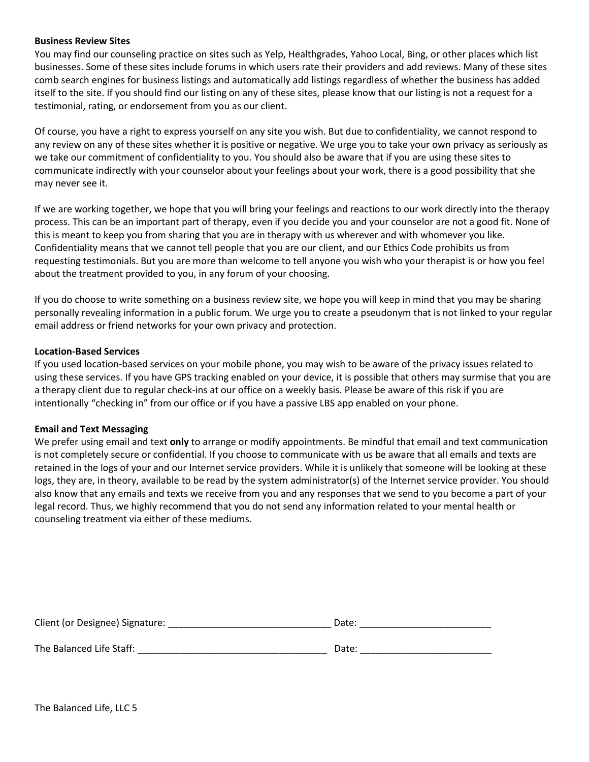**Business Review Sites**

You may find our counseling practice on sites such as Yelp, Healthgrades, Yahoo Local, Bing, or other places which list businesses. Some of these sites include forums in which users rate their providers and add reviews. Many of these sites comb search engines for business listings and automatically add listings regardless of whether the business has added itself to the site. If you should find our listing on any of these sites, please know that our listing is not a request for a testimonial, rating, or endorsement from you as our client.

Of course, you have a right to express yourself on any site you wish. But due to confidentiality, we cannot respond to any review on any of these sites whether it is positive or negative. We urge you to take your own privacy as seriously as we take our commitment of confidentiality to you. You should also be aware that if you are using these sites to communicate indirectly with your counselor about your feelings about your work, there is a good possibility that she may never see it.

If we are working together, we hope that you will bring your feelings and reactions to our work directly into the therapy process. This can be an important part of therapy, even if you decide you and your counselor are not a good fit. None of this is meant to keep you from sharing that you are in therapy with us wherever and with whomever you like. Confidentiality means that we cannot tell people that you are our client, and our Ethics Code prohibits us from requesting testimonials. But you are more than welcome to tell anyone you wish who your therapist is or how you feel about the treatment provided to you, in any forum of your choosing.

If you do choose to write something on a business review site, we hope you will keep in mind that you may be sharing personally revealing information in a public forum. We urge you to create a pseudonym that is not linked to your regular email address or friend networks for your own privacy and protection.

**Location-Based Services**

If you used location-based services on your mobile phone, you may wish to be aware of the privacy issues related to using these services. If you have GPS tracking enabled on your device, it is possible that others may surmise that you are a therapy client due to regular check-ins at our office on a weekly basis. Please be aware of this risk if you are intentionally "checking in" from our office or if you have a passive LBS app enabled on your phone.

**Email and Text Messaging**

We prefer using email and text **only** to arrange or modify appointments. Be mindful that email and text communication is not completely secure or confidential. If you choose to communicate with us be aware that all emails and texts are retained in the logs of your and our Internet service providers. While it is unlikely that someone will be looking at these logs, they are, in theory, available to be read by the system administrator(s) of the Internet service provider. You should also know that any emails and texts we receive from you and any responses that we send to you become a part of your legal record. Thus, we highly recommend that you do not send any information related to your mental health or counseling treatment via either of these mediums.

Client (or Designee) Signature: _______________________________ Date: _________________________

The Balanced Life Staff: ____________________________________ Date: _________________________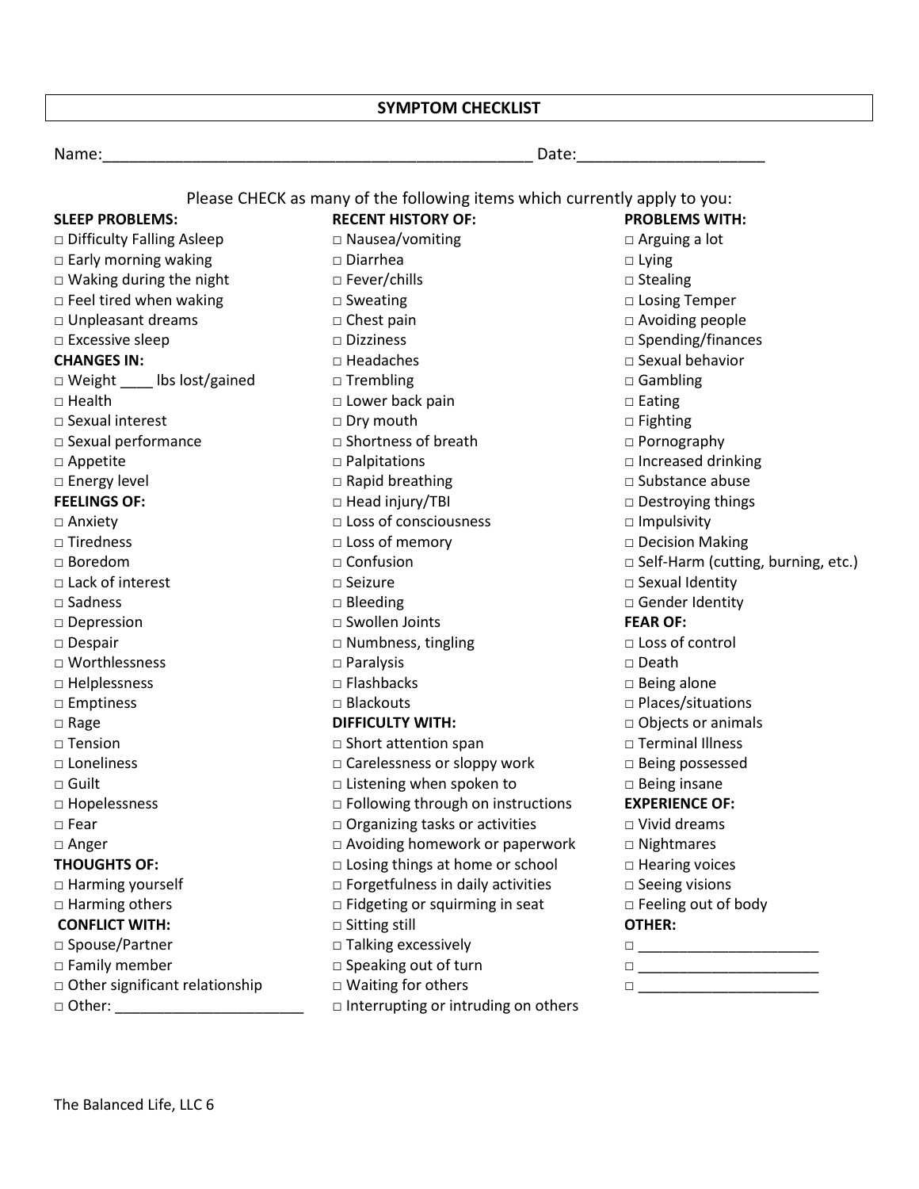# SYMPTOM CHECKLIST

Name:_________________________________________________ Date:____________________

Please CHECK as many of the following items which currently apply to you:

**SLEEP PROBLEMS:**

□ Difficulty Falling Asleep
□ Early morning waking
□ Waking during the night
□ Feel tired when waking
□ Unpleasant dreams
□ Excessive sleep

**CHANGES IN:**

□ Weight ____ lbs lost/gained
□ Health
□ Sexual interest
□ Sexual performance
□ Appetite
□ Energy level

**FEELINGS OF:**

□ Anxiety
□ Tiredness
□ Boredom
□ Lack of interest
□ Sadness
□ Depression
□ Despair
□ Worthlessness
□ Helplessness
□ Emptiness
□ Rage
□ Tension
□ Loneliness
□ Guilt
□ Hopelessness
□ Fear
□ Anger

**THOUGHTS OF:**

□ Harming yourself
□ Harming others

**CONFLICT WITH:**

□ Spouse/Partner
□ Family member
□ Other significant relationship
□ Other: _______________________

**RECENT HISTORY OF:**

□ Nausea/vomiting
□ Diarrhea
□ Fever/chills
□ Sweating
□ Chest pain
□ Dizziness
□ Headaches
□ Trembling
□ Lower back pain
□ Dry mouth
□ Shortness of breath
□ Palpitations
□ Rapid breathing
□ Head injury/TBI
□ Loss of consciousness
□ Loss of memory
□ Confusion
□ Seizure
□ Bleeding
□ Swollen Joints
□ Numbness, tingling
□ Paralysis
□ Flashbacks
□ Blackouts

**DIFFICULTY WITH:**

□ Short attention span
□ Carelessness or sloppy work
□ Listening when spoken to
□ Following through on instructions
□ Organizing tasks or activities
□ Avoiding homework or paperwork
□ Losing things at home or school
□ Forgetfulness in daily activities
□ Fidgeting or squirming in seat
□ Sitting still
□ Talking excessively
□ Speaking out of turn
□ Waiting for others
□ Interrupting or intruding on others

**PROBLEMS WITH:**

□ Arguing a lot
□ Lying
□ Stealing
□ Losing Temper
□ Avoiding people
□ Spending/finances
□ Sexual behavior
□ Gambling
□ Eating
□ Fighting
□ Pornography
□ Increased drinking
□ Substance abuse
□ Destroying things
□ Impulsivity
□ Decision Making
□ Self-Harm (cutting, burning, etc.)
□ Sexual Identity
□ Gender Identity

**FEAR OF:**

□ Loss of control
□ Death
□ Being alone
□ Places/situations
□ Objects or animals
□ Terminal Illness
□ Being possessed
□ Being insane

**EXPERIENCE OF:**

□ Vivid dreams
□ Nightmares
□ Hearing voices
□ Seeing visions
□ Feeling out of body

**OTHER:**

□ ______________________
□ ______________________
□ ______________________

The Balanced Life, LLC 6